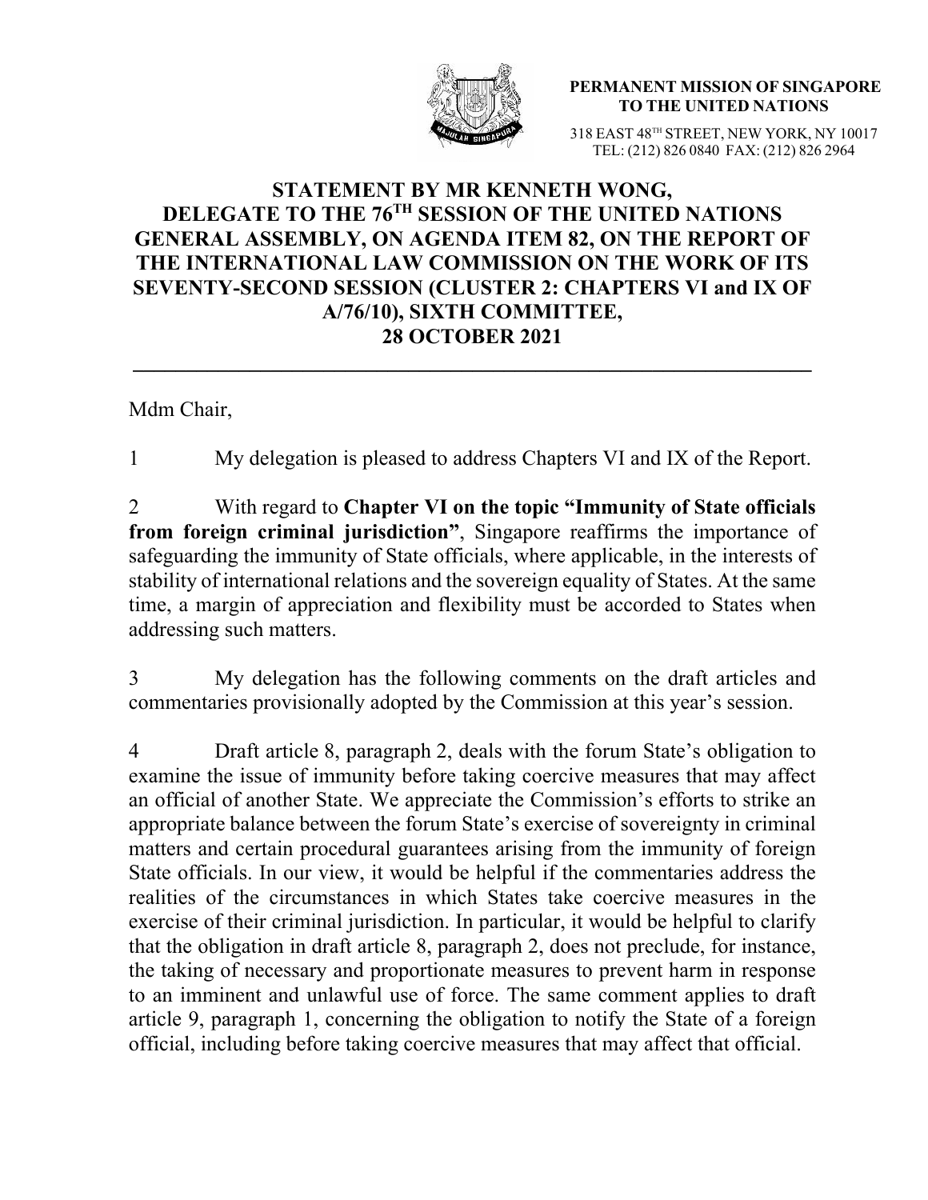**PERMANENT MISSION OF SINGAPORE TO THE UNITED NATIONS**

318 EAST 48TH STREET, NEW YORK, NY 10017
TEL: (212) 826 0840 FAX: (212) 826 2964

# STATEMENT BY MR KENNETH WONG, DELEGATE TO THE 76TH SESSION OF THE UNITED NATIONS GENERAL ASSEMBLY, ON AGENDA ITEM 82, ON THE REPORT OF THE INTERNATIONAL LAW COMMISSION ON THE WORK OF ITS SEVENTY-SECOND SESSION (CLUSTER 2: CHAPTERS VI and IX OF A/76/10), SIXTH COMMITTEE, 28 OCTOBER 2021

---

Mdm Chair,

1 My delegation is pleased to address Chapters VI and IX of the Report.

2 With regard to **Chapter VI on the topic "Immunity of State officials from foreign criminal jurisdiction"**, Singapore reaffirms the importance of safeguarding the immunity of State officials, where applicable, in the interests of stability of international relations and the sovereign equality of States. At the same time, a margin of appreciation and flexibility must be accorded to States when addressing such matters.

3 My delegation has the following comments on the draft articles and commentaries provisionally adopted by the Commission at this year's session.

4 Draft article 8, paragraph 2, deals with the forum State's obligation to examine the issue of immunity before taking coercive measures that may affect an official of another State. We appreciate the Commission's efforts to strike an appropriate balance between the forum State's exercise of sovereignty in criminal matters and certain procedural guarantees arising from the immunity of foreign State officials. In our view, it would be helpful if the commentaries address the realities of the circumstances in which States take coercive measures in the exercise of their criminal jurisdiction. In particular, it would be helpful to clarify that the obligation in draft article 8, paragraph 2, does not preclude, for instance, the taking of necessary and proportionate measures to prevent harm in response to an imminent and unlawful use of force. The same comment applies to draft article 9, paragraph 1, concerning the obligation to notify the State of a foreign official, including before taking coercive measures that may affect that official.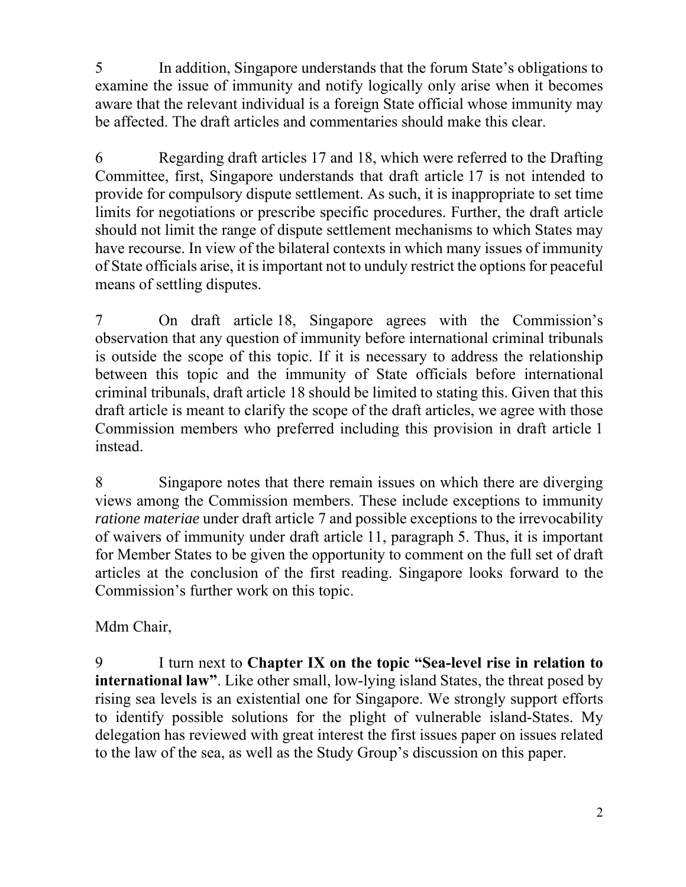5 In addition, Singapore understands that the forum State's obligations to examine the issue of immunity and notify logically only arise when it becomes aware that the relevant individual is a foreign State official whose immunity may be affected. The draft articles and commentaries should make this clear.

6 Regarding draft articles 17 and 18, which were referred to the Drafting Committee, first, Singapore understands that draft article 17 is not intended to provide for compulsory dispute settlement. As such, it is inappropriate to set time limits for negotiations or prescribe specific procedures. Further, the draft article should not limit the range of dispute settlement mechanisms to which States may have recourse. In view of the bilateral contexts in which many issues of immunity of State officials arise, it is important not to unduly restrict the options for peaceful means of settling disputes.

7 On draft article 18, Singapore agrees with the Commission's observation that any question of immunity before international criminal tribunals is outside the scope of this topic. If it is necessary to address the relationship between this topic and the immunity of State officials before international criminal tribunals, draft article 18 should be limited to stating this. Given that this draft article is meant to clarify the scope of the draft articles, we agree with those Commission members who preferred including this provision in draft article 1 instead.

8 Singapore notes that there remain issues on which there are diverging views among the Commission members. These include exceptions to immunity *ratione materiae* under draft article 7 and possible exceptions to the irrevocability of waivers of immunity under draft article 11, paragraph 5. Thus, it is important for Member States to be given the opportunity to comment on the full set of draft articles at the conclusion of the first reading. Singapore looks forward to the Commission's further work on this topic.

Mdm Chair,

9 I turn next to **Chapter IX on the topic "Sea-level rise in relation to international law"**. Like other small, low-lying island States, the threat posed by rising sea levels is an existential one for Singapore. We strongly support efforts to identify possible solutions for the plight of vulnerable island-States. My delegation has reviewed with great interest the first issues paper on issues related to the law of the sea, as well as the Study Group's discussion on this paper.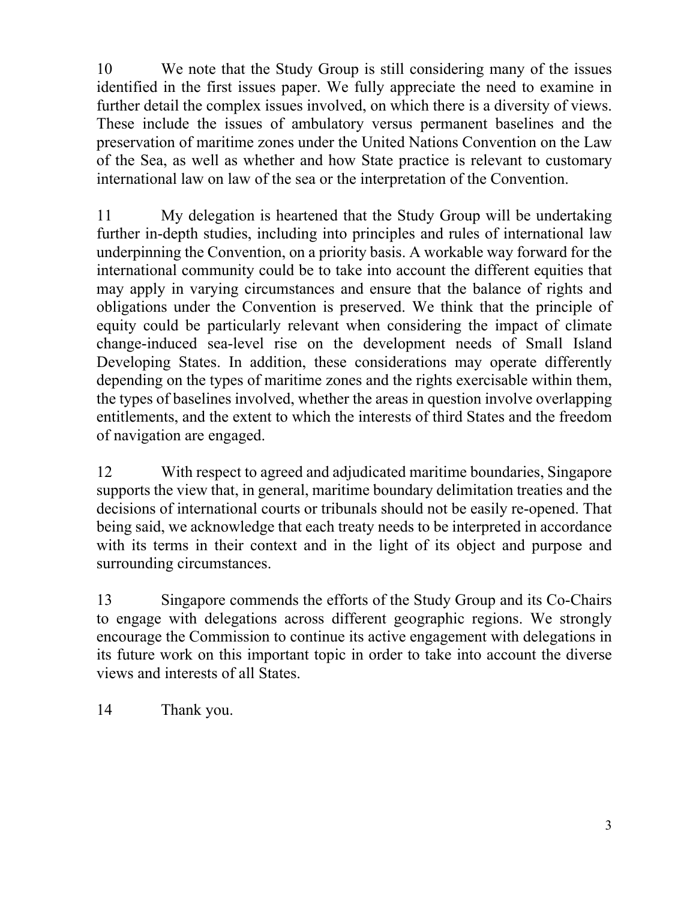10 We note that the Study Group is still considering many of the issues identified in the first issues paper. We fully appreciate the need to examine in further detail the complex issues involved, on which there is a diversity of views. These include the issues of ambulatory versus permanent baselines and the preservation of maritime zones under the United Nations Convention on the Law of the Sea, as well as whether and how State practice is relevant to customary international law on law of the sea or the interpretation of the Convention.

11 My delegation is heartened that the Study Group will be undertaking further in-depth studies, including into principles and rules of international law underpinning the Convention, on a priority basis. A workable way forward for the international community could be to take into account the different equities that may apply in varying circumstances and ensure that the balance of rights and obligations under the Convention is preserved. We think that the principle of equity could be particularly relevant when considering the impact of climate change-induced sea-level rise on the development needs of Small Island Developing States. In addition, these considerations may operate differently depending on the types of maritime zones and the rights exercisable within them, the types of baselines involved, whether the areas in question involve overlapping entitlements, and the extent to which the interests of third States and the freedom of navigation are engaged.

12 With respect to agreed and adjudicated maritime boundaries, Singapore supports the view that, in general, maritime boundary delimitation treaties and the decisions of international courts or tribunals should not be easily re-opened. That being said, we acknowledge that each treaty needs to be interpreted in accordance with its terms in their context and in the light of its object and purpose and surrounding circumstances.

13 Singapore commends the efforts of the Study Group and its Co-Chairs to engage with delegations across different geographic regions. We strongly encourage the Commission to continue its active engagement with delegations in its future work on this important topic in order to take into account the diverse views and interests of all States.

14 Thank you.